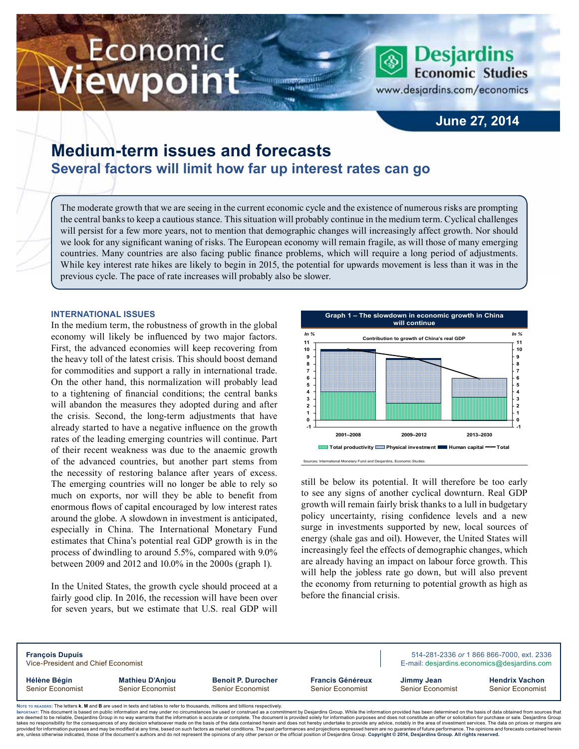# Economic Viewpoint

**Desjardins Economic Studies**
www.desjardins.com/economics

**June 27, 2014**

## Medium-term issues and forecasts

### Several factors will limit how far up interest rates can go

The moderate growth that we are seeing in the current economic cycle and the existence of numerous risks are prompting the central banks to keep a cautious stance. This situation will probably continue in the medium term. Cyclical challenges will persist for a few more years, not to mention that demographic changes will increasingly affect growth. Nor should we look for any significant waning of risks. The European economy will remain fragile, as will those of many emerging countries. Many countries are also facing public finance problems, which will require a long period of adjustments. While key interest rate hikes are likely to begin in 2015, the potential for upwards movement is less than it was in the previous cycle. The pace of rate increases will probably also be slower.

#### INTERNATIONAL ISSUES

In the medium term, the robustness of growth in the global economy will likely be influenced by two major factors. First, the advanced economies will keep recovering from the heavy toll of the latest crisis. This should boost demand for commodities and support a rally in international trade. On the other hand, this normalization will probably lead to a tightening of financial conditions; the central banks will abandon the measures they adopted during and after the crisis. Second, the long-term adjustments that have already started to have a negative influence on the growth rates of the leading emerging countries will continue. Part of their recent weakness was due to the anaemic growth of the advanced countries, but another part stems from the necessity of restoring balance after years of excess. The emerging countries will no longer be able to rely so much on exports, nor will they be able to benefit from enormous flows of capital encouraged by low interest rates around the globe. A slowdown in investment is anticipated, especially in China. The International Monetary Fund estimates that China's potential real GDP growth is in the process of dwindling to around 5.5%, compared with 9.0% between 2009 and 2012 and 10.0% in the 2000s (graph 1).

**Graph 1 – The slowdown in economic growth in China will continue**

Contribution to growth of China's real GDP (In %)

Periods: 2001–2008, 2009–2012, 2013–2030. Legend: Total productivity, Physical investment, Human capital, Total

Sources: International Monetary Fund and Desjardins, Economic Studies

In the United States, the growth cycle should proceed at a fairly good clip. In 2016, the recession will have been over for seven years, but we estimate that U.S. real GDP will still be below its potential. It will therefore be too early to see any signs of another cyclical downturn. Real GDP growth will remain fairly brisk thanks to a lull in budgetary policy uncertainty, rising confidence levels and a new surge in investments supported by new, local sources of energy (shale gas and oil). However, the United States will increasingly feel the effects of demographic changes, which are already having an impact on labour force growth. This will help the jobless rate go down, but will also prevent the economy from returning to potential growth as high as before the financial crisis.

---

**François Dupuis**
Vice-President and Chief Economist

514-281-2336 *or* 1 866 866-7000, ext. 2336
E-mail: desjardins.economics@desjardins.com

| Hélène Bégin | Mathieu D'Anjou | Benoit P. Durocher | Francis Généreux | Jimmy Jean | Hendrix Vachon |
|---|---|---|---|---|---|
| Senior Economist | Senior Economist | Senior Economist | Senior Economist | Senior Economist | Senior Economist |

NOTE TO READERS: The letters **k**, **M** and **B** are used in texts and tables to refer to thousands, millions and billions respectively.
IMPORTANT: This document is based on public information and may under no circumstances be used or construed as a commitment by Desjardins Group. While the information provided has been determined on the basis of data obtained from sources that are deemed to be reliable, Desjardins Group in no way warrants that the information is accurate or complete. The document is provided solely for information purposes and does not constitute an offer or solicitation for purchase or sale. Desjardins Group takes no responsibility for the consequences of any decision whatsoever made on the basis of the data contained herein and does not hereby undertake to provide any advice, notably in the area of investment services. The data on prices or margins are provided for information purposes and may be modified at any time, based on such factors as market conditions. The past performances and projections expressed herein are no guarantee of future performance. The opinions and forecasts contained herein are, unless otherwise indicated, those of the document's authors and do not represent the opinions of any other person or the official position of Desjardins Group. **Copyright © 2014, Desjardins Group. All rights reserved.**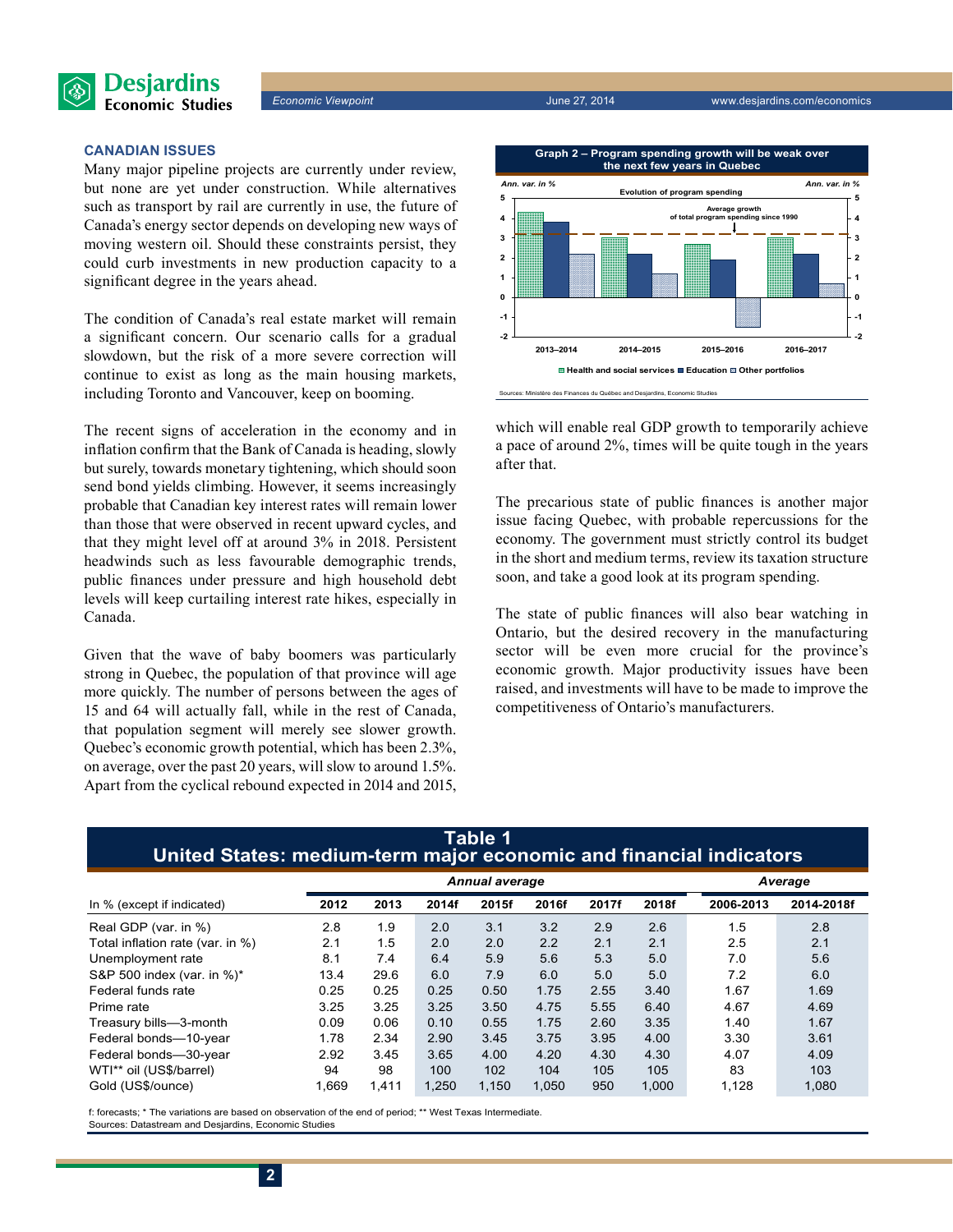### CANADIAN ISSUES

Many major pipeline projects are currently under review, but none are yet under construction. While alternatives such as transport by rail are currently in use, the future of Canada's energy sector depends on developing new ways of moving western oil. Should these constraints persist, they could curb investments in new production capacity to a significant degree in the years ahead.

The condition of Canada's real estate market will remain a significant concern. Our scenario calls for a gradual slowdown, but the risk of a more severe correction will continue to exist as long as the main housing markets, including Toronto and Vancouver, keep on booming.

The recent signs of acceleration in the economy and in inflation confirm that the Bank of Canada is heading, slowly but surely, towards monetary tightening, which should soon send bond yields climbing. However, it seems increasingly probable that Canadian key interest rates will remain lower than those that were observed in recent upward cycles, and that they might level off at around 3% in 2018. Persistent headwinds such as less favourable demographic trends, public finances under pressure and high household debt levels will keep curtailing interest rate hikes, especially in Canada.

Given that the wave of baby boomers was particularly strong in Quebec, the population of that province will age more quickly. The number of persons between the ages of 15 and 64 will actually fall, while in the rest of Canada, that population segment will merely see slower growth. Quebec's economic growth potential, which has been 2.3%, on average, over the past 20 years, will slow to around 1.5%. Apart from the cyclical rebound expected in 2014 and 2015, which will enable real GDP growth to temporarily achieve a pace of around 2%, times will be quite tough in the years after that.

**Graph 2 – Program spending growth will be weak over the next few years in Quebec**

Sources: Ministère des Finances du Québec and Desjardins, Economic Studies

The precarious state of public finances is another major issue facing Quebec, with probable repercussions for the economy. The government must strictly control its budget in the short and medium terms, review its taxation structure soon, and take a good look at its program spending.

The state of public finances will also bear watching in Ontario, but the desired recovery in the manufacturing sector will be even more crucial for the province's economic growth. Major productivity issues have been raised, and investments will have to be made to improve the competitiveness of Ontario's manufacturers.

**Table 1**
**United States: medium-term major economic and financial indicators**

| In % (except if indicated) | Annual average | | | | | | | Average | |
|---|---|---|---|---|---|---|---|---|---|
| | 2012 | 2013 | 2014f | 2015f | 2016f | 2017f | 2018f | 2006-2013 | 2014-2018f |
| Real GDP (var. in %) | 2.8 | 1.9 | 2.0 | 3.1 | 3.2 | 2.9 | 2.6 | 1.5 | 2.8 |
| Total inflation rate (var. in %) | 2.1 | 1.5 | 2.0 | 2.0 | 2.2 | 2.1 | 2.1 | 2.5 | 2.1 |
| Unemployment rate | 8.1 | 7.4 | 6.4 | 5.9 | 5.6 | 5.3 | 5.0 | 7.0 | 5.6 |
| S&P 500 index (var. in %)* | 13.4 | 29.6 | 6.0 | 7.9 | 6.0 | 5.0 | 5.0 | 7.2 | 6.0 |
| Federal funds rate | 0.25 | 0.25 | 0.25 | 0.50 | 1.75 | 2.55 | 3.40 | 1.67 | 1.69 |
| Prime rate | 3.25 | 3.25 | 3.25 | 3.50 | 4.75 | 5.55 | 6.40 | 4.67 | 4.69 |
| Treasury bills—3-month | 0.09 | 0.06 | 0.10 | 0.55 | 1.75 | 2.60 | 3.35 | 1.40 | 1.67 |
| Federal bonds—10-year | 1.78 | 2.34 | 2.90 | 3.45 | 3.75 | 3.95 | 4.00 | 3.30 | 3.61 |
| Federal bonds—30-year | 2.92 | 3.45 | 3.65 | 4.00 | 4.20 | 4.30 | 4.30 | 4.07 | 4.09 |
| WTI** oil (US$/barrel) | 94 | 98 | 100 | 102 | 104 | 105 | 105 | 83 | 103 |
| Gold (US$/ounce) | 1,669 | 1,411 | 1,250 | 1,150 | 1,050 | 950 | 1,000 | 1,128 | 1,080 |

f: forecasts; * The variations are based on observation of the end of period; ** West Texas Intermediate.
Sources: Datastream and Desjardins, Economic Studies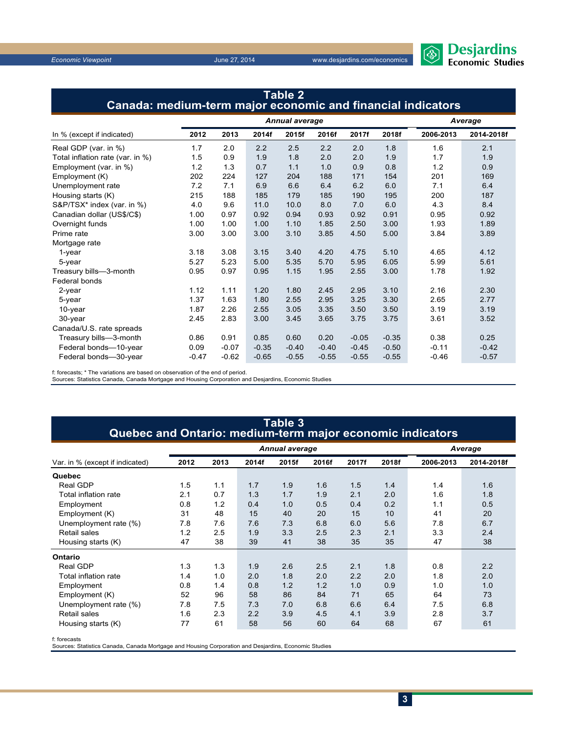## Table 2
## Canada: medium-term major economic and financial indicators

| In % (except if indicated) | 2012 | 2013 | 2014f | 2015f | 2016f | 2017f | 2018f | 2006-2013 | 2014-2018f |
|---|---|---|---|---|---|---|---|---|---|
| | *Annual average* | | | | | | | *Average* | |
| Real GDP (var. in %) | 1.7 | 2.0 | 2.2 | 2.5 | 2.2 | 2.0 | 1.8 | 1.6 | 2.1 |
| Total inflation rate (var. in %) | 1.5 | 0.9 | 1.9 | 1.8 | 2.0 | 2.0 | 1.9 | 1.7 | 1.9 |
| Employment (var. in %) | 1.2 | 1.3 | 0.7 | 1.1 | 1.0 | 0.9 | 0.8 | 1.2 | 0.9 |
| Employment (K) | 202 | 224 | 127 | 204 | 188 | 171 | 154 | 201 | 169 |
| Unemployment rate | 7.2 | 7.1 | 6.9 | 6.6 | 6.4 | 6.2 | 6.0 | 7.1 | 6.4 |
| Housing starts (K) | 215 | 188 | 185 | 179 | 185 | 190 | 195 | 200 | 187 |
| S&P/TSX* index (var. in %) | 4.0 | 9.6 | 11.0 | 10.0 | 8.0 | 7.0 | 6.0 | 4.3 | 8.4 |
| Canadian dollar (US$/C$) | 1.00 | 0.97 | 0.92 | 0.94 | 0.93 | 0.92 | 0.91 | 0.95 | 0.92 |
| Overnight funds | 1.00 | 1.00 | 1.00 | 1.10 | 1.85 | 2.50 | 3.00 | 1.93 | 1.89 |
| Prime rate | 3.00 | 3.00 | 3.00 | 3.10 | 3.85 | 4.50 | 5.00 | 3.84 | 3.89 |
| Mortgage rate | | | | | | | | | |
| 1-year | 3.18 | 3.08 | 3.15 | 3.40 | 4.20 | 4.75 | 5.10 | 4.65 | 4.12 |
| 5-year | 5.27 | 5.23 | 5.00 | 5.35 | 5.70 | 5.95 | 6.05 | 5.99 | 5.61 |
| Treasury bills—3-month | 0.95 | 0.97 | 0.95 | 1.15 | 1.95 | 2.55 | 3.00 | 1.78 | 1.92 |
| Federal bonds | | | | | | | | | |
| 2-year | 1.12 | 1.11 | 1.20 | 1.80 | 2.45 | 2.95 | 3.10 | 2.16 | 2.30 |
| 5-year | 1.37 | 1.63 | 1.80 | 2.55 | 2.95 | 3.25 | 3.30 | 2.65 | 2.77 |
| 10-year | 1.87 | 2.26 | 2.55 | 3.05 | 3.35 | 3.50 | 3.50 | 3.19 | 3.19 |
| 30-year | 2.45 | 2.83 | 3.00 | 3.45 | 3.65 | 3.75 | 3.75 | 3.61 | 3.52 |
| Canada/U.S. rate spreads | | | | | | | | | |
| Treasury bills—3-month | 0.86 | 0.91 | 0.85 | 0.60 | 0.20 | -0.05 | -0.35 | 0.38 | 0.25 |
| Federal bonds—10-year | 0.09 | -0.07 | -0.35 | -0.40 | -0.40 | -0.45 | -0.50 | -0.11 | -0.42 |
| Federal bonds—30-year | -0.47 | -0.62 | -0.65 | -0.55 | -0.55 | -0.55 | -0.55 | -0.46 | -0.57 |

f: forecasts; * The variations are based on observation of the end of period.
Sources: Statistics Canada, Canada Mortgage and Housing Corporation and Desjardins, Economic Studies

## Table 3
## Quebec and Ontario: medium-term major economic indicators

| Var. in % (except if indicated) | 2012 | 2013 | 2014f | 2015f | 2016f | 2017f | 2018f | 2006-2013 | 2014-2018f |
|---|---|---|---|---|---|---|---|---|---|
| | *Annual average* | | | | | | | *Average* | |
| **Quebec** | | | | | | | | | |
| Real GDP | 1.5 | 1.1 | 1.7 | 1.9 | 1.6 | 1.5 | 1.4 | 1.4 | 1.6 |
| Total inflation rate | 2.1 | 0.7 | 1.3 | 1.7 | 1.9 | 2.1 | 2.0 | 1.6 | 1.8 |
| Employment | 0.8 | 1.2 | 0.4 | 1.0 | 0.5 | 0.4 | 0.2 | 1.1 | 0.5 |
| Employment (K) | 31 | 48 | 15 | 40 | 20 | 15 | 10 | 41 | 20 |
| Unemployment rate (%) | 7.8 | 7.6 | 7.6 | 7.3 | 6.8 | 6.0 | 5.6 | 7.8 | 6.7 |
| Retail sales | 1.2 | 2.5 | 1.9 | 3.3 | 2.5 | 2.3 | 2.1 | 3.3 | 2.4 |
| Housing starts (K) | 47 | 38 | 39 | 41 | 38 | 35 | 35 | 47 | 38 |
| **Ontario** | | | | | | | | | |
| Real GDP | 1.3 | 1.3 | 1.9 | 2.6 | 2.5 | 2.1 | 1.8 | 0.8 | 2.2 |
| Total inflation rate | 1.4 | 1.0 | 2.0 | 1.8 | 2.0 | 2.2 | 2.0 | 1.8 | 2.0 |
| Employment | 0.8 | 1.4 | 0.8 | 1.2 | 1.2 | 1.0 | 0.9 | 1.0 | 1.0 |
| Employment (K) | 52 | 96 | 58 | 86 | 84 | 71 | 65 | 64 | 73 |
| Unemployment rate (%) | 7.8 | 7.5 | 7.3 | 7.0 | 6.8 | 6.6 | 6.4 | 7.5 | 6.8 |
| Retail sales | 1.6 | 2.3 | 2.2 | 3.9 | 4.5 | 4.1 | 3.9 | 2.8 | 3.7 |
| Housing starts (K) | 77 | 61 | 58 | 56 | 60 | 64 | 68 | 67 | 61 |

f: forecasts
Sources: Statistics Canada, Canada Mortgage and Housing Corporation and Desjardins, Economic Studies